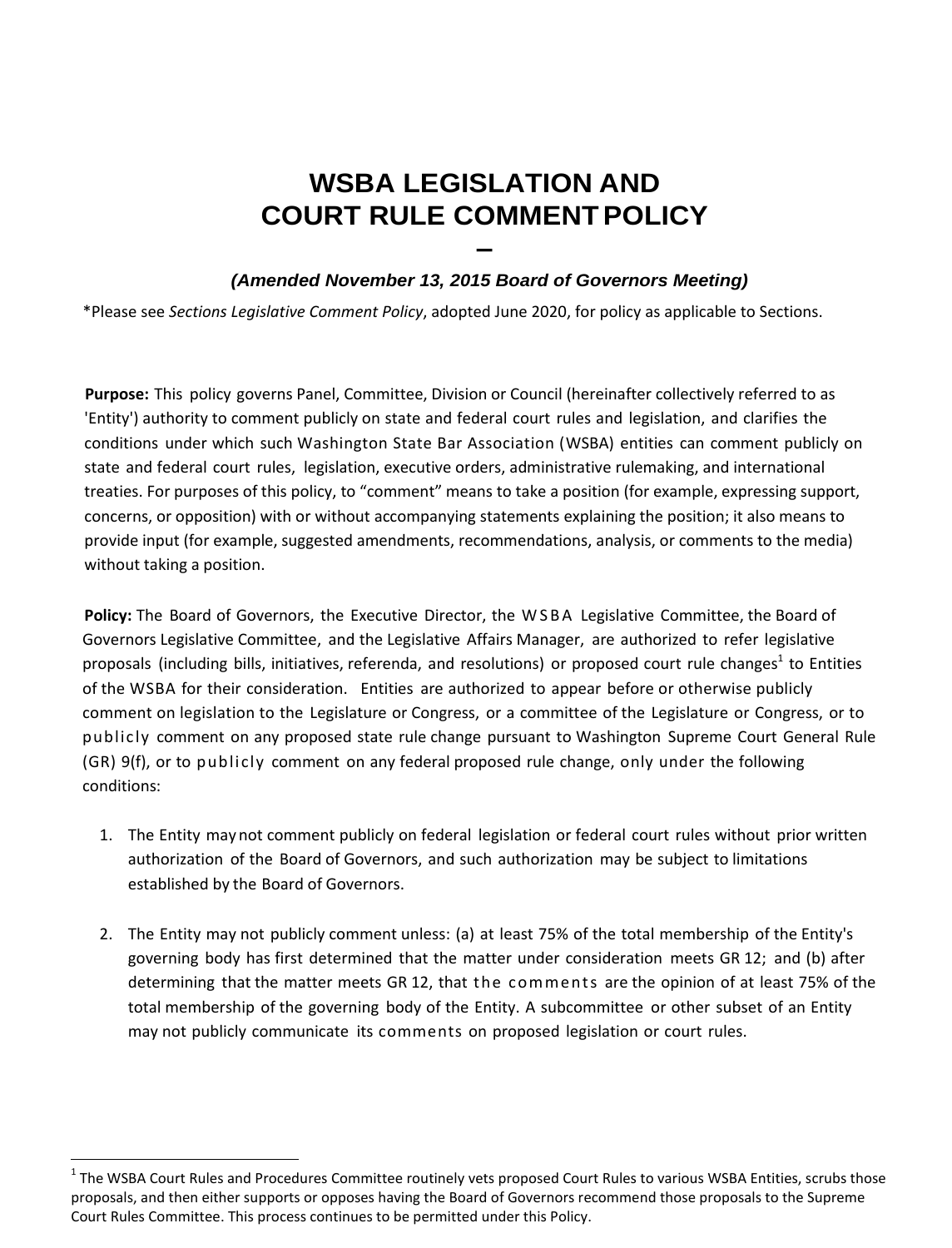# WSBA LEGISLATION AND COURT RULE COMMENT POLICY

–

***(Amended November 13, 2015 Board of Governors Meeting)***

*Please see *Sections Legislative Comment Policy*, adopted June 2020, for policy as applicable to Sections.

**Purpose:** This policy governs Panel, Committee, Division or Council (hereinafter collectively referred to as 'Entity') authority to comment publicly on state and federal court rules and legislation, and clarifies the conditions under which such Washington State Bar Association (WSBA) entities can comment publicly on state and federal court rules, legislation, executive orders, administrative rulemaking, and international treaties. For purposes of this policy, to "comment" means to take a position (for example, expressing support, concerns, or opposition) with or without accompanying statements explaining the position; it also means to provide input (for example, suggested amendments, recommendations, analysis, or comments to the media) without taking a position.

**Policy:** The Board of Governors, the Executive Director, the WSBA Legislative Committee, the Board of Governors Legislative Committee, and the Legislative Affairs Manager, are authorized to refer legislative proposals (including bills, initiatives, referenda, and resolutions) or proposed court rule changes[1] to Entities of the WSBA for their consideration. Entities are authorized to appear before or otherwise publicly comment on legislation to the Legislature or Congress, or a committee of the Legislature or Congress, or to publicly comment on any proposed state rule change pursuant to Washington Supreme Court General Rule (GR) 9(f), or to publicly comment on any federal proposed rule change, only under the following conditions:

1. The Entity may not comment publicly on federal legislation or federal court rules without prior written authorization of the Board of Governors, and such authorization may be subject to limitations established by the Board of Governors.
2. The Entity may not publicly comment unless: (a) at least 75% of the total membership of the Entity's governing body has first determined that the matter under consideration meets GR 12; and (b) after determining that the matter meets GR 12, that the comments are the opinion of at least 75% of the total membership of the governing body of the Entity. A subcommittee or other subset of an Entity may not publicly communicate its comments on proposed legislation or court rules.

[1] The WSBA Court Rules and Procedures Committee routinely vets proposed Court Rules to various WSBA Entities, scrubs those proposals, and then either supports or opposes having the Board of Governors recommend those proposals to the Supreme Court Rules Committee. This process continues to be permitted under this Policy.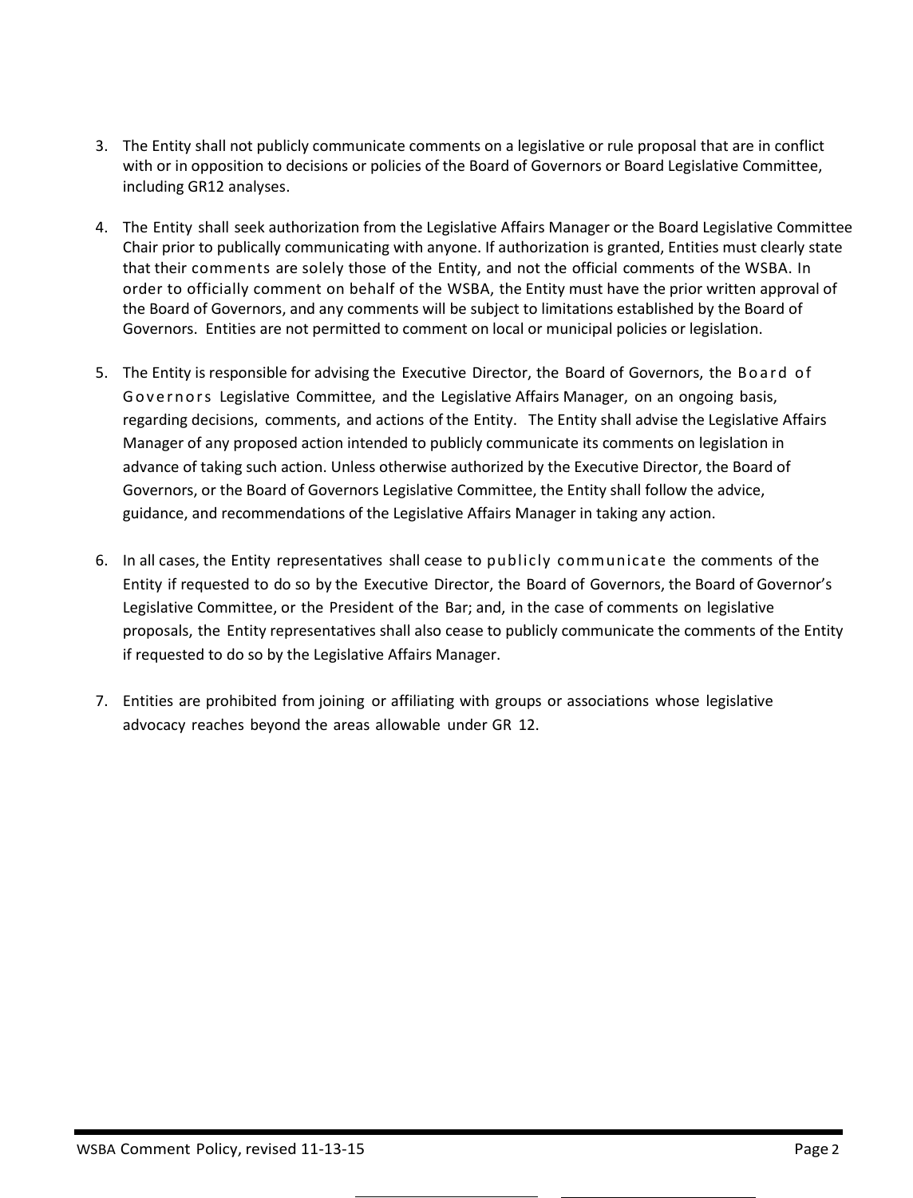3. The Entity shall not publicly communicate comments on a legislative or rule proposal that are in conflict with or in opposition to decisions or policies of the Board of Governors or Board Legislative Committee, including GR12 analyses.

4. The Entity shall seek authorization from the Legislative Affairs Manager or the Board Legislative Committee Chair prior to publically communicating with anyone. If authorization is granted, Entities must clearly state that their comments are solely those of the Entity, and not the official comments of the WSBA. In order to officially comment on behalf of the WSBA, the Entity must have the prior written approval of the Board of Governors, and any comments will be subject to limitations established by the Board of Governors. Entities are not permitted to comment on local or municipal policies or legislation.

5. The Entity is responsible for advising the Executive Director, the Board of Governors, the Board of Governors Legislative Committee, and the Legislative Affairs Manager, on an ongoing basis, regarding decisions, comments, and actions of the Entity. The Entity shall advise the Legislative Affairs Manager of any proposed action intended to publicly communicate its comments on legislation in advance of taking such action. Unless otherwise authorized by the Executive Director, the Board of Governors, or the Board of Governors Legislative Committee, the Entity shall follow the advice, guidance, and recommendations of the Legislative Affairs Manager in taking any action.

6. In all cases, the Entity representatives shall cease to publicly communicate the comments of the Entity if requested to do so by the Executive Director, the Board of Governors, the Board of Governor's Legislative Committee, or the President of the Bar; and, in the case of comments on legislative proposals, the Entity representatives shall also cease to publicly communicate the comments of the Entity if requested to do so by the Legislative Affairs Manager.

7. Entities are prohibited from joining or affiliating with groups or associations whose legislative advocacy reaches beyond the areas allowable under GR 12.